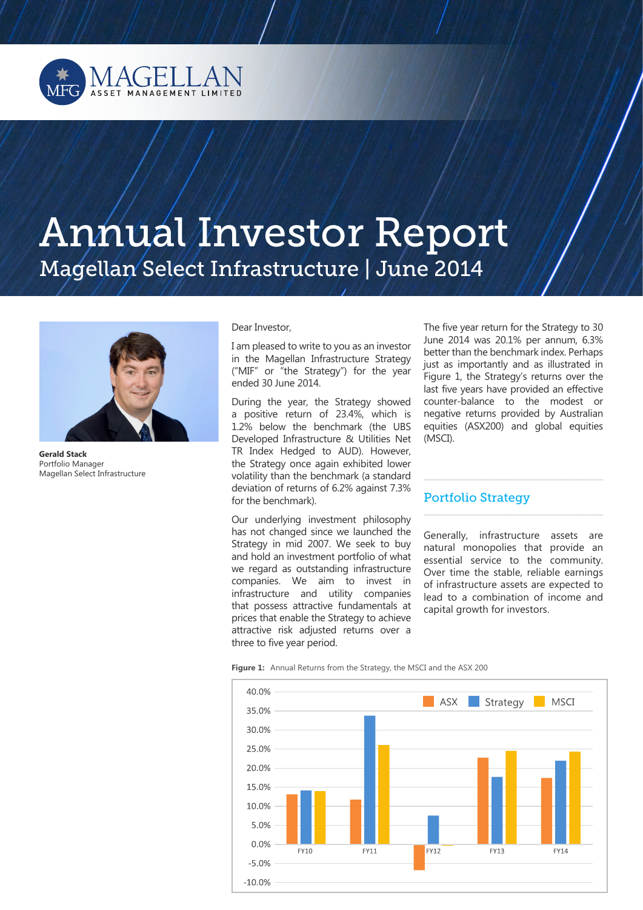# Annual Investor Report

## Magellan Select Infrastructure | June 2014

**Gerald Stack**
Portfolio Manager
Magellan Select Infrastructure

Dear Investor,

I am pleased to write to you as an investor in the Magellan Infrastructure Strategy ("MIF" or "the Strategy") for the year ended 30 June 2014.

During the year, the Strategy showed a positive return of 23.4%, which is 1.2% below the benchmark (the UBS Developed Infrastructure & Utilities Net TR Index Hedged to AUD). However, the Strategy once again exhibited lower volatility than the benchmark (a standard deviation of returns of 6.2% against 7.3% for the benchmark).

Our underlying investment philosophy has not changed since we launched the Strategy in mid 2007. We seek to buy and hold an investment portfolio of what we regard as outstanding infrastructure companies. We aim to invest in infrastructure and utility companies that possess attractive fundamentals at prices that enable the Strategy to achieve attractive risk adjusted returns over a three to five year period.

The five year return for the Strategy to 30 June 2014 was 20.1% per annum, 6.3% better than the benchmark index. Perhaps just as importantly and as illustrated in Figure 1, the Strategy's returns over the last five years have provided an effective counter-balance to the modest or negative returns provided by Australian equities (ASX200) and global equities (MSCI).

## Portfolio Strategy

Generally, infrastructure assets are natural monopolies that provide an essential service to the community. Over time the stable, reliable earnings of infrastructure assets are expected to lead to a combination of income and capital growth for investors.

**Figure 1:** Annual Returns from the Strategy, the MSCI and the ASX 200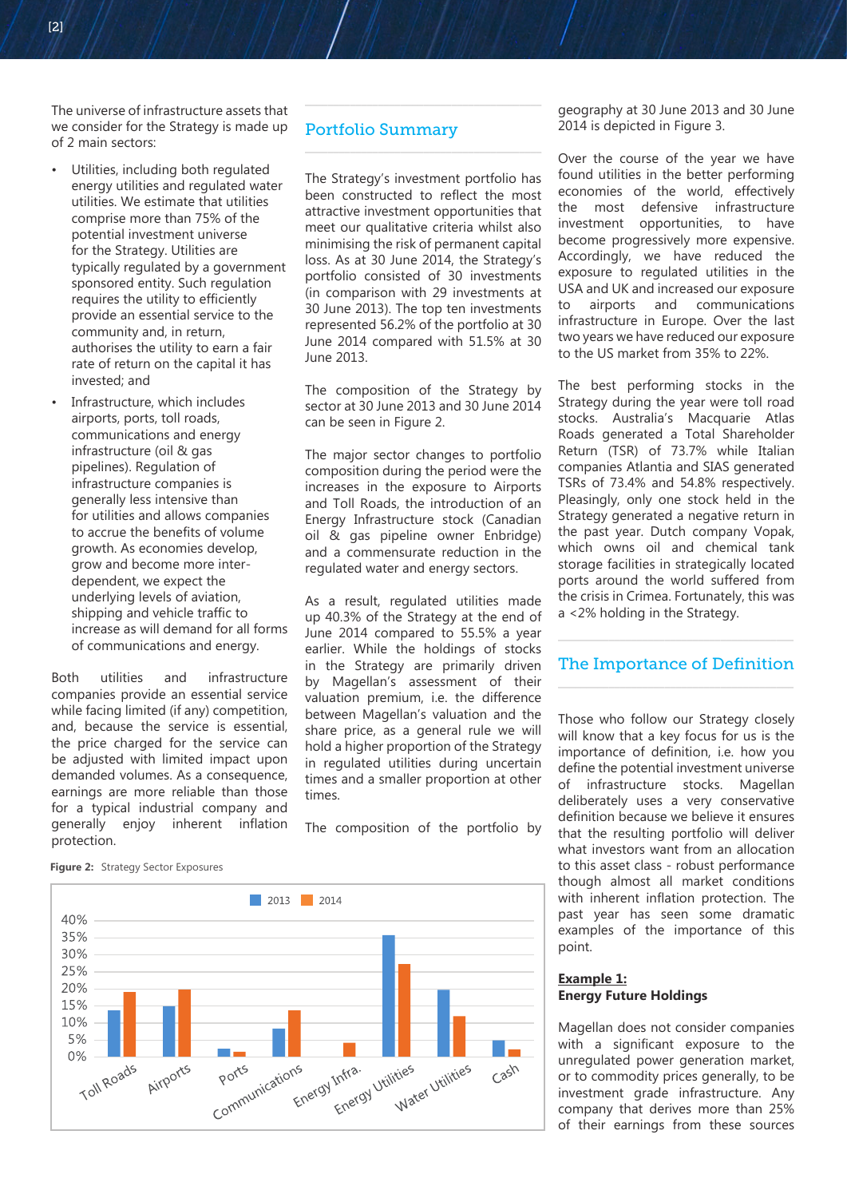The universe of infrastructure assets that we consider for the Strategy is made up of 2 main sectors:

- Utilities, including both regulated energy utilities and regulated water utilities. We estimate that utilities comprise more than 75% of the potential investment universe for the Strategy. Utilities are typically regulated by a government sponsored entity. Such regulation requires the utility to efficiently provide an essential service to the community and, in return, authorises the utility to earn a fair rate of return on the capital it has invested; and
- Infrastructure, which includes airports, ports, toll roads, communications and energy infrastructure (oil & gas pipelines). Regulation of infrastructure companies is generally less intensive than for utilities and allows companies to accrue the benefits of volume growth. As economies develop, grow and become more inter-dependent, we expect the underlying levels of aviation, shipping and vehicle traffic to increase as will demand for all forms of communications and energy.

Both utilities and infrastructure companies provide an essential service while facing limited (if any) competition, and, because the service is essential, the price charged for the service can be adjusted with limited impact upon demanded volumes. As a consequence, earnings are more reliable than those for a typical industrial company and generally enjoy inherent inflation protection.

**Figure 2:** Strategy Sector Exposures

| Sector | 2013 | 2014 |
|---|---|---|
| Toll Roads | ~13.5% | ~19% |
| Airports | ~15% | ~20% |
| Ports | ~2% | ~1% |
| Communications | ~8% | ~13.5% |
| Energy Infra. | 0% | ~4% |
| Energy Utilities | ~36% | ~27.5% |
| Water Utilities | ~20% | ~12% |
| Cash | ~4.5% | ~2% |

## Portfolio Summary

The Strategy's investment portfolio has been constructed to reflect the most attractive investment opportunities that meet our qualitative criteria whilst also minimising the risk of permanent capital loss. As at 30 June 2014, the Strategy's portfolio consisted of 30 investments (in comparison with 29 investments at 30 June 2013). The top ten investments represented 56.2% of the portfolio at 30 June 2014 compared with 51.5% at 30 June 2013.

The composition of the Strategy by sector at 30 June 2013 and 30 June 2014 can be seen in Figure 2.

The major sector changes to portfolio composition during the period were the increases in the exposure to Airports and Toll Roads, the introduction of an Energy Infrastructure stock (Canadian oil & gas pipeline owner Enbridge) and a commensurate reduction in the regulated water and energy sectors.

As a result, regulated utilities made up 40.3% of the Strategy at the end of June 2014 compared to 55.5% a year earlier. While the holdings of stocks in the Strategy are primarily driven by Magellan's assessment of their valuation premium, i.e. the difference between Magellan's valuation and the share price, as a general rule we will hold a higher proportion of the Strategy in regulated utilities during uncertain times and a smaller proportion at other times.

The composition of the portfolio by geography at 30 June 2013 and 30 June 2014 is depicted in Figure 3.

Over the course of the year we have found utilities in the better performing economies of the world, effectively the most defensive infrastructure investment opportunities, to have become progressively more expensive. Accordingly, we have reduced the exposure to regulated utilities in the USA and UK and increased our exposure to airports and communications infrastructure in Europe. Over the last two years we have reduced our exposure to the US market from 35% to 22%.

The best performing stocks in the Strategy during the year were toll road stocks. Australia's Macquarie Atlas Roads generated a Total Shareholder Return (TSR) of 73.7% while Italian companies Atlantia and SIAS generated TSRs of 73.4% and 54.8% respectively. Pleasingly, only one stock held in the Strategy generated a negative return in the past year. Dutch company Vopak, which owns oil and chemical tank storage facilities in strategically located ports around the world suffered from the crisis in Crimea. Fortunately, this was a <2% holding in the Strategy.

## The Importance of Definition

Those who follow our Strategy closely will know that a key focus for us is the importance of definition, i.e. how you define the potential investment universe of infrastructure stocks. Magellan deliberately uses a very conservative definition because we believe it ensures that the resulting portfolio will deliver what investors want from an allocation to this asset class - robust performance though almost all market conditions with inherent inflation protection. The past year has seen some dramatic examples of the importance of this point.

**Example 1:**
**Energy Future Holdings**

Magellan does not consider companies with a significant exposure to the unregulated power generation market, or to commodity prices generally, to be investment grade infrastructure. Any company that derives more than 25% of their earnings from these sources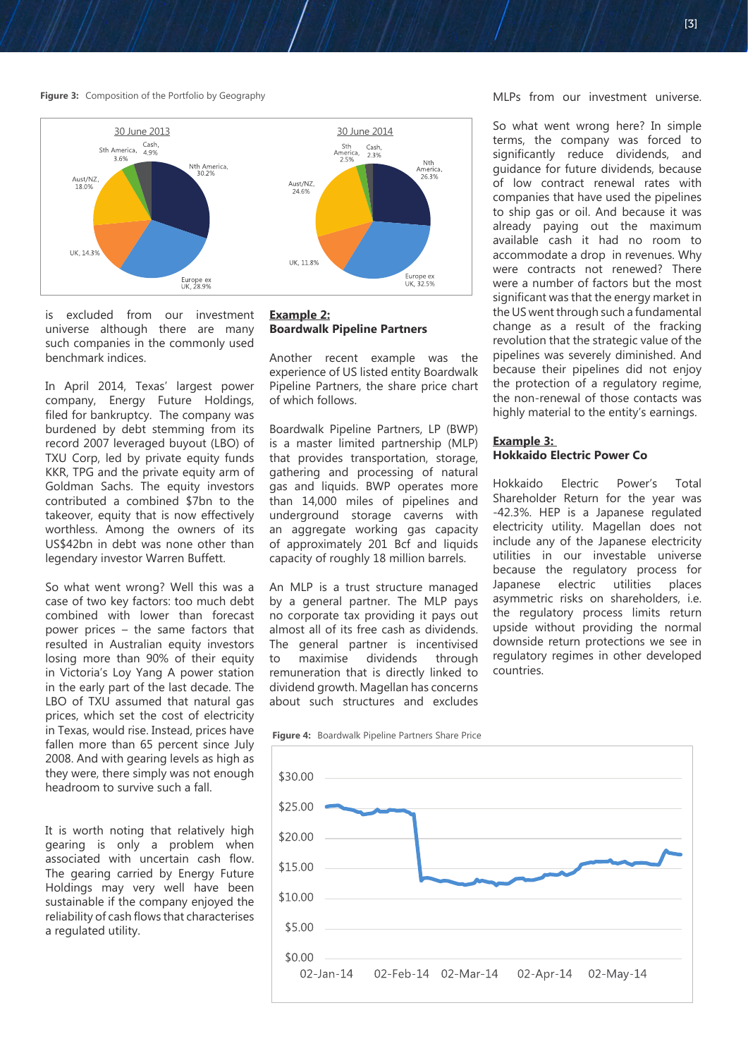Figure 3: Composition of the Portfolio by Geography

| Region | 30 June 2013 | 30 June 2014 |
|---|---|---|
| Nth America | 30.2% | 26.3% |
| Europe ex UK | 28.9% | 32.5% |
| UK | 14.3% | 11.8% |
| Aust/NZ | 18.0% | 24.6% |
| Sth America | 3.6% | 2.5% |
| Cash | 4.9% | 2.3% |

is excluded from our investment universe although there are many such companies in the commonly used benchmark indices.

In April 2014, Texas' largest power company, Energy Future Holdings, filed for bankruptcy. The company was burdened by debt stemming from its record 2007 leveraged buyout (LBO) of TXU Corp, led by private equity firms KKR, TPG and the private equity arm of Goldman Sachs. The equity investors contributed a combined $7bn to the takeover, equity that is now effectively worthless. Among the owners of its US$42bn in debt was none other than legendary investor Warren Buffett.

So what went wrong? Well this was a case of two key factors: too much debt combined with lower than forecast power prices – the same factors that resulted in Australian equity investors losing more than 90% of their equity in Victoria's Loy Yang A power station in the early part of the last decade. The LBO of TXU assumed that natural gas prices, which set the cost of electricity in Texas, would rise. Instead, prices have fallen more than 65 percent since July 2008. And with gearing levels as high as they were, there simply was not enough headroom to survive such a fall.

It is worth noting that relatively high gearing is only a problem when associated with uncertain cash flow. The gearing carried by Energy Future Holdings may very well have been sustainable if the company enjoyed the reliability of cash flows that characterises a regulated utility.

## Example 2:
## Boardwalk Pipeline Partners

Another recent example was the experience of US listed entity Boardwalk Pipeline Partners, the share price chart of which follows.

Boardwalk Pipeline Partners, LP (BWP) is a master limited partnership (MLP) that provides transportation, storage, gathering and processing of natural gas and liquids. BWP operates more than 14,000 miles of pipelines and underground storage caverns with an aggregate working gas capacity of approximately 201 Bcf and liquids capacity of roughly 18 million barrels.

An MLP is a trust structure managed by a general partner. The MLP pays no corporate tax providing it pays out almost all of its free cash as dividends. The general partner is incentivised to maximise dividends through remuneration that is directly linked to dividend growth. Magellan has concerns about such structures and excludes MLPs from our investment universe.

Figure 4: Boardwalk Pipeline Partners Share Price

So what went wrong here? In simple terms, the company was forced to significantly reduce dividends, and guidance for future dividends, because of low contract renewal rates with companies that have used the pipelines to ship gas or oil. And because it was already paying out the maximum available cash it had no room to accommodate a drop in revenues. Why were contracts not renewed? There were a number of factors but the most significant was that the energy market in the US went through such a fundamental change as a result of the fracking revolution that the strategic value of the pipelines was severely diminished. And because their pipelines did not enjoy the protection of a regulatory regime, the non-renewal of those contacts was highly material to the entity's earnings.

## Example 3:
## Hokkaido Electric Power Co

Hokkaido Electric Power's Total Shareholder Return for the year was -42.3%. HEP is a Japanese regulated electricity utility. Magellan does not include any of the Japanese electricity utilities in our investable universe because the regulatory process for Japanese electric utilities places asymmetric risks on shareholders, i.e. the regulatory process limits return upside without providing the normal downside return protections we see in regulatory regimes in other developed countries.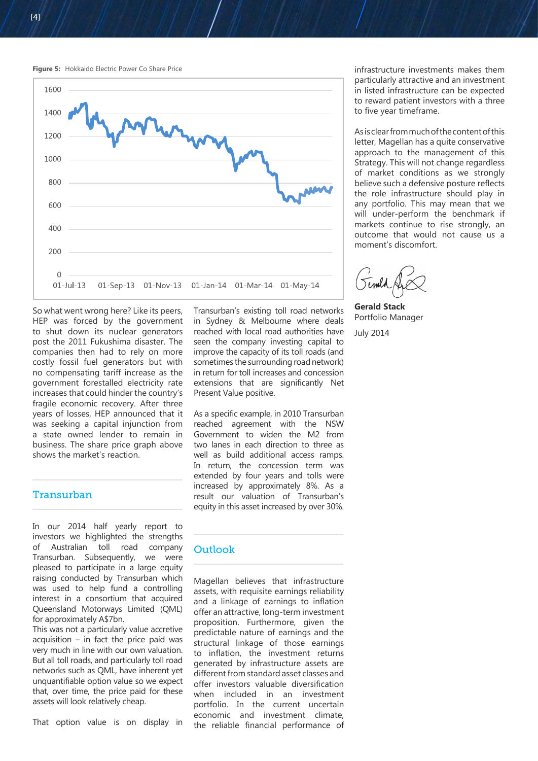**Figure 5:** Hokkaido Electric Power Co Share Price

So what went wrong here? Like its peers, HEP was forced by the government to shut down its nuclear generators post the 2011 Fukushima disaster. The companies then had to rely on more costly fossil fuel generators but with no compensating tariff increase as the government forestalled electricity rate increases that could hinder the country's fragile economic recovery. After three years of losses, HEP announced that it was seeking a capital injunction from a state owned lender to remain in business. The share price graph above shows the market's reaction.

## Transurban

In our 2014 half yearly report to investors we highlighted the strengths of Australian toll road company Transurban. Subsequently, we were pleased to participate in a large equity raising conducted by Transurban which was used to help fund a controlling interest in a consortium that acquired Queensland Motorways Limited (QML) for approximately A$7bn.

This was not a particularly value accretive acquisition – in fact the price paid was very much in line with our own valuation. But all toll roads, and particularly toll road networks such as QML, have inherent yet unquantifiable option value so we expect that, over time, the price paid for these assets will look relatively cheap.

That option value is on display in Transurban's existing toll road networks in Sydney & Melbourne where deals reached with local road authorities have seen the company investing capital to improve the capacity of its toll roads (and sometimes the surrounding road network) in return for toll increases and concession extensions that are significantly Net Present Value positive.

As a specific example, in 2010 Transurban reached agreement with the NSW Government to widen the M2 from two lanes in each direction to three as well as build additional access ramps. In return, the concession term was extended by four years and tolls were increased by approximately 8%. As a result our valuation of Transurban's equity in this asset increased by over 30%.

## Outlook

Magellan believes that infrastructure assets, with requisite earnings reliability and a linkage of earnings to inflation offer an attractive, long-term investment proposition. Furthermore, given the predictable nature of earnings and the structural linkage of those earnings to inflation, the investment returns generated by infrastructure assets are different from standard asset classes and offer investors valuable diversification when included in an investment portfolio. In the current uncertain economic and investment climate, the reliable financial performance of infrastructure investments makes them particularly attractive and an investment in listed infrastructure can be expected to reward patient investors with a three to five year timeframe.

As is clear from much of the content of this letter, Magellan has a quite conservative approach to the management of this Strategy. This will not change regardless of market conditions as we strongly believe such a defensive posture reflects the role infrastructure should play in any portfolio. This may mean that we will under-perform the benchmark if markets continue to rise strongly, an outcome that would not cause us a moment's discomfort.

**Gerald Stack**
Portfolio Manager

July 2014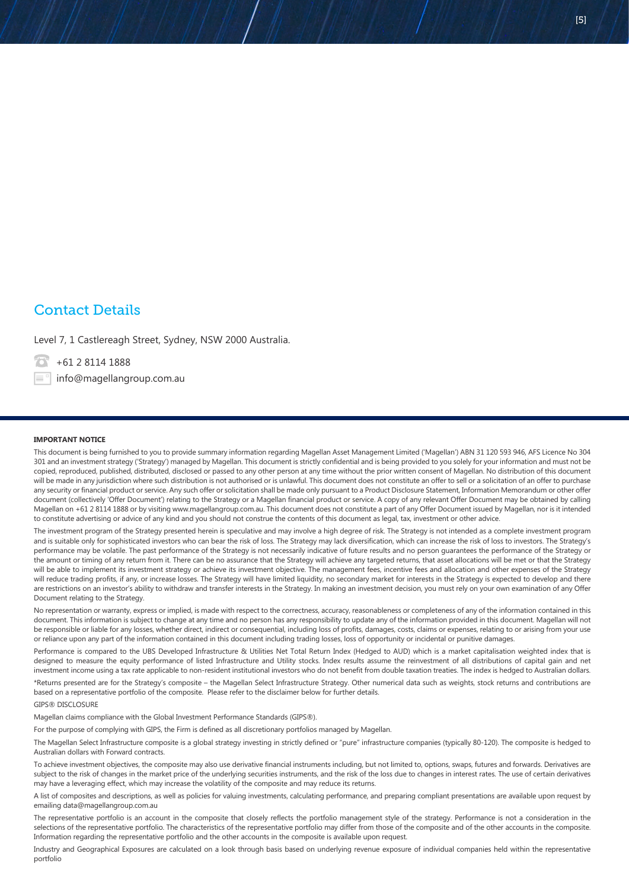## Contact Details

Level 7, 1 Castlereagh Street, Sydney, NSW 2000 Australia.

+61 2 8114 1888

info@magellangroup.com.au

**IMPORTANT NOTICE**

This document is being furnished to you to provide summary information regarding Magellan Asset Management Limited ('Magellan') ABN 31 120 593 946, AFS Licence No 304 301 and an investment strategy ('Strategy') managed by Magellan. This document is strictly confidential and is being provided to you solely for your information and must not be copied, reproduced, published, distributed, disclosed or passed to any other person at any time without the prior written consent of Magellan. No distribution of this document will be made in any jurisdiction where such distribution is not authorised or is unlawful. This document does not constitute an offer to sell or a solicitation of an offer to purchase any security or financial product or service. Any such offer or solicitation shall be made only pursuant to a Product Disclosure Statement, Information Memorandum or other offer document (collectively 'Offer Document') relating to the Strategy or a Magellan financial product or service. A copy of any relevant Offer Document may be obtained by calling Magellan on +61 2 8114 1888 or by visiting www.magellangroup.com.au. This document does not constitute a part of any Offer Document issued by Magellan, nor is it intended to constitute advertising or advice of any kind and you should not construe the contents of this document as legal, tax, investment or other advice.

The investment program of the Strategy presented herein is speculative and may involve a high degree of risk. The Strategy is not intended as a complete investment program and is suitable only for sophisticated investors who can bear the risk of loss. The Strategy may lack diversification, which can increase the risk of loss to investors. The Strategy's performance may be volatile. The past performance of the Strategy is not necessarily indicative of future results and no person guarantees the performance of the Strategy or the amount or timing of any return from it. There can be no assurance that the Strategy will achieve any targeted returns, that asset allocations will be met or that the Strategy will be able to implement its investment strategy or achieve its investment objective. The management fees, incentive fees and allocation and other expenses of the Strategy will reduce trading profits, if any, or increase losses. The Strategy will have limited liquidity, no secondary market for interests in the Strategy is expected to develop and there are restrictions on an investor's ability to withdraw and transfer interests in the Strategy. In making an investment decision, you must rely on your own examination of any Offer Document relating to the Strategy.

No representation or warranty, express or implied, is made with respect to the correctness, accuracy, reasonableness or completeness of any of the information contained in this document. This information is subject to change at any time and no person has any responsibility to update any of the information provided in this document. Magellan will not be responsible or liable for any losses, whether direct, indirect or consequential, including loss of profits, damages, costs, claims or expenses, relating to or arising from your use or reliance upon any part of the information contained in this document including trading losses, loss of opportunity or incidental or punitive damages.

Performance is compared to the UBS Developed Infrastructure & Utilities Net Total Return Index (Hedged to AUD) which is a market capitalisation weighted index that is designed to measure the equity performance of listed Infrastructure and Utility stocks. Index results assume the reinvestment of all distributions of capital gain and net investment income using a tax rate applicable to non-resident institutional investors who do not benefit from double taxation treaties. The index is hedged to Australian dollars.

*Returns presented are for the Strategy's composite – the Magellan Select Infrastructure Strategy. Other numerical data such as weights, stock returns and contributions are based on a representative portfolio of the composite. Please refer to the disclaimer below for further details.

GIPS® DISCLOSURE

Magellan claims compliance with the Global Investment Performance Standards (GIPS®).

For the purpose of complying with GIPS, the Firm is defined as all discretionary portfolios managed by Magellan.

The Magellan Select Infrastructure composite is a global strategy investing in strictly defined or "pure" infrastructure companies (typically 80-120). The composite is hedged to Australian dollars with Forward contracts.

To achieve investment objectives, the composite may also use derivative financial instruments including, but not limited to, options, swaps, futures and forwards. Derivatives are subject to the risk of changes in the market price of the underlying securities instruments, and the risk of the loss due to changes in interest rates. The use of certain derivatives may have a leveraging effect, which may increase the volatility of the composite and may reduce its returns.

A list of composites and descriptions, as well as policies for valuing investments, calculating performance, and preparing compliant presentations are available upon request by emailing data@magellangroup.com.au

The representative portfolio is an account in the composite that closely reflects the portfolio management style of the strategy. Performance is not a consideration in the selections of the representative portfolio. The characteristics of the representative portfolio may differ from those of the composite and of the other accounts in the composite. Information regarding the representative portfolio and the other accounts in the composite is available upon request.

Industry and Geographical Exposures are calculated on a look through basis based on underlying revenue exposure of individual companies held within the representative portfolio